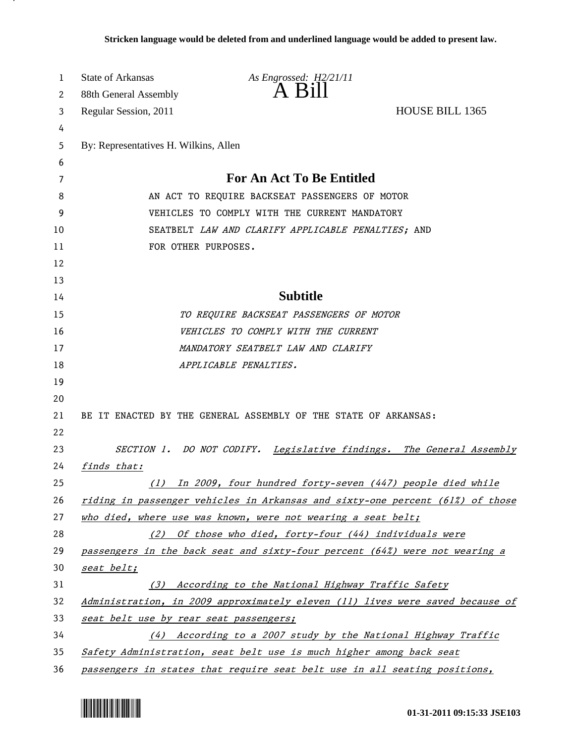Stricken language would be deleted from and underlined language would be added to present law.

State of Arkansas
88th General Assembly
Regular Session, 2011

*As Engrossed: H2/21/11*

# A Bill

HOUSE BILL 1365

By: Representatives H. Wilkins, Allen

## For An Act To Be Entitled

AN ACT TO REQUIRE BACKSEAT PASSENGERS OF MOTOR VEHICLES TO COMPLY WITH THE CURRENT MANDATORY SEATBELT *LAW AND CLARIFY APPLICABLE PENALTIES;* AND FOR OTHER PURPOSES.

## Subtitle

*TO REQUIRE BACKSEAT PASSENGERS OF MOTOR VEHICLES TO COMPLY WITH THE CURRENT MANDATORY SEATBELT LAW AND CLARIFY APPLICABLE PENALTIES.*

BE IT ENACTED BY THE GENERAL ASSEMBLY OF THE STATE OF ARKANSAS:

*SECTION 1. DO NOT CODIFY. Legislative findings. The General Assembly finds that:*

*(1) In 2009, four hundred forty-seven (447) people died while riding in passenger vehicles in Arkansas and sixty-one percent (61%) of those who died, where use was known, were not wearing a seat belt;*

*(2) Of those who died, forty-four (44) individuals were passengers in the back seat and sixty-four percent (64%) were not wearing a seat belt;*

*(3) According to the National Highway Traffic Safety Administration, in 2009 approximately eleven (11) lives were saved because of seat belt use by rear seat passengers;*

*(4) According to a 2007 study by the National Highway Traffic Safety Administration, seat belt use is much higher among back seat passengers in states that require seat belt use in all seating positions,*

01-31-2011 09:15:33 JSE103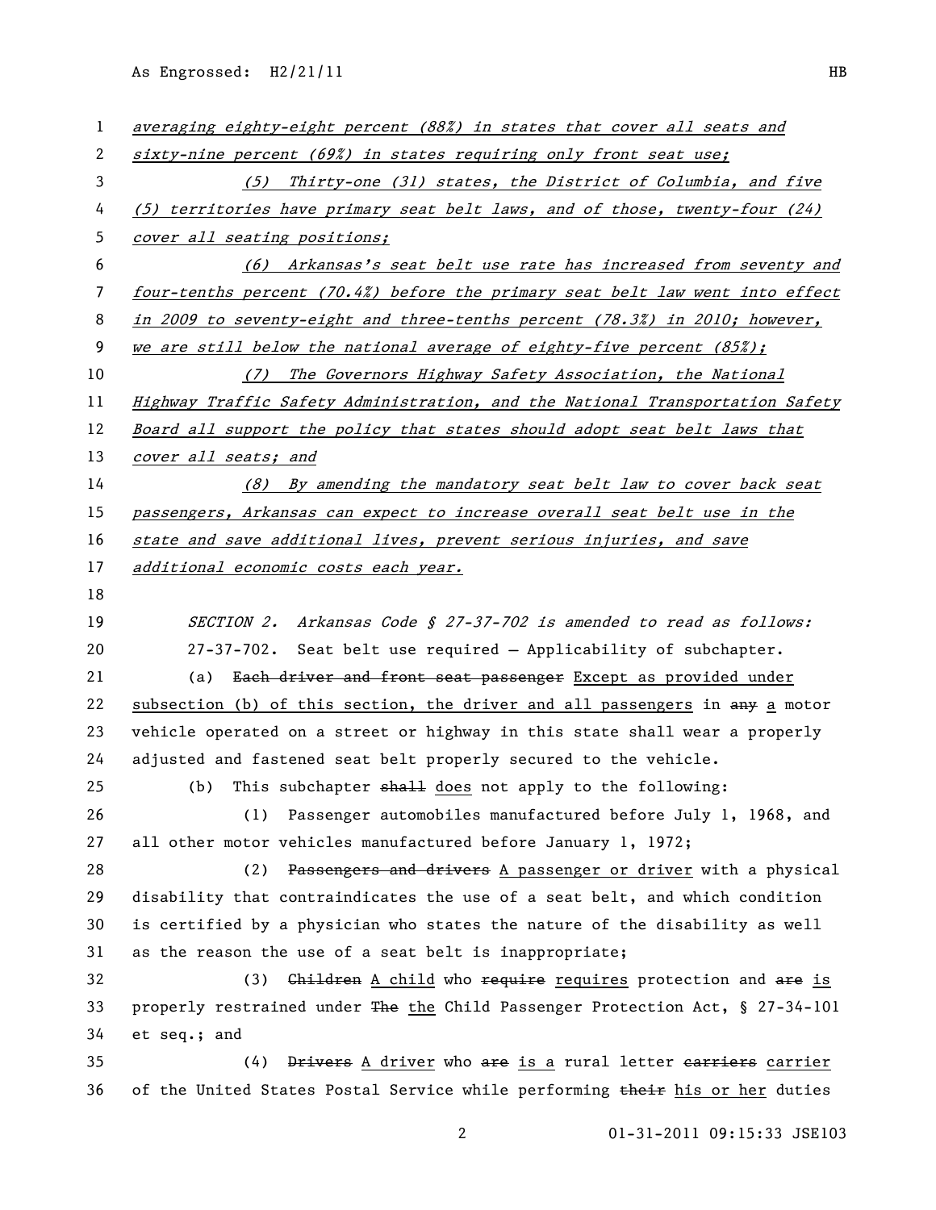*averaging eighty-eight percent (88%) in states that cover all seats and sixty-nine percent (69%) in states requiring only front seat use;*

*(5) Thirty-one (31) states, the District of Columbia, and five (5) territories have primary seat belt laws, and of those, twenty-four (24) cover all seating positions;*

*(6) Arkansas's seat belt use rate has increased from seventy and four-tenths percent (70.4%) before the primary seat belt law went into effect in 2009 to seventy-eight and three-tenths percent (78.3%) in 2010; however, we are still below the national average of eighty-five percent (85%);*

*(7) The Governors Highway Safety Association, the National Highway Traffic Safety Administration, and the National Transportation Safety Board all support the policy that states should adopt seat belt laws that cover all seats; and*

*(8) By amending the mandatory seat belt law to cover back seat passengers, Arkansas can expect to increase overall seat belt use in the state and save additional lives, prevent serious injuries, and save additional economic costs each year.*

*SECTION 2. Arkansas Code § 27-37-702 is amended to read as follows:*

27-37-702. Seat belt use required — Applicability of subchapter.

(a) ~~Each driver and front seat passenger~~ Except as provided under subsection (b) of this section, the driver and all passengers in ~~any~~ a motor vehicle operated on a street or highway in this state shall wear a properly adjusted and fastened seat belt properly secured to the vehicle.

(b) This subchapter ~~shall~~ does not apply to the following:

(1) Passenger automobiles manufactured before July 1, 1968, and all other motor vehicles manufactured before January 1, 1972;

(2) ~~Passengers and drivers~~ A passenger or driver with a physical disability that contraindicates the use of a seat belt, and which condition is certified by a physician who states the nature of the disability as well as the reason the use of a seat belt is inappropriate;

(3) ~~Children~~ A child who ~~require~~ requires protection and ~~are~~ is properly restrained under ~~The~~ the Child Passenger Protection Act, § 27-34-101 et seq.; and

(4) ~~Drivers~~ A driver who ~~are~~ is a rural letter ~~carriers~~ carrier of the United States Postal Service while performing ~~their~~ his or her duties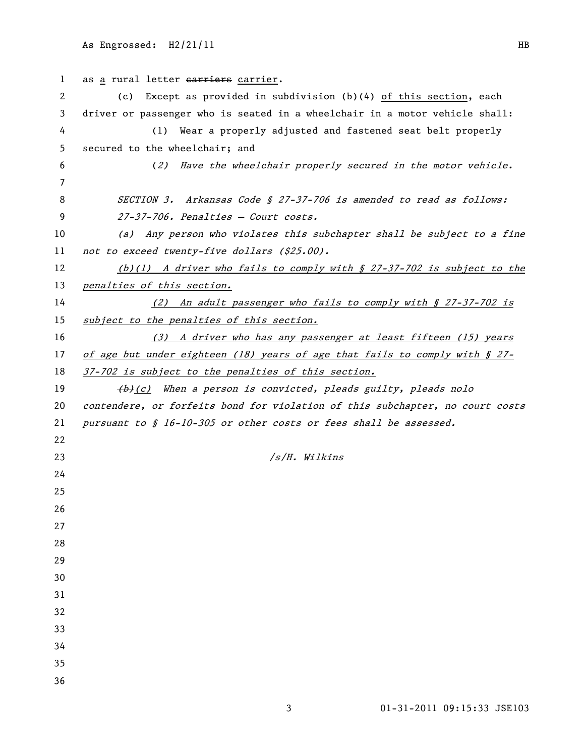as a rural letter ~~carriers~~ carrier.

(c) Except as provided in subdivision (b)(4) of this section, each driver or passenger who is seated in a wheelchair in a motor vehicle shall:

(1) Wear a properly adjusted and fastened seat belt properly secured to the wheelchair; and

*(2) Have the wheelchair properly secured in the motor vehicle.*

*SECTION 3. Arkansas Code § 27-37-706 is amended to read as follows:*

*27-37-706. Penalties — Court costs.*

*(a) Any person who violates this subchapter shall be subject to a fine not to exceed twenty-five dollars ($25.00).*

*(b)(1) A driver who fails to comply with § 27-37-702 is subject to the penalties of this section.*

*(2) An adult passenger who fails to comply with § 27-37-702 is subject to the penalties of this section.*

*(3) A driver who has any passenger at least fifteen (15) years of age but under eighteen (18) years of age that fails to comply with § 27-37-702 is subject to the penalties of this section.*

*~~(b)~~(c) When a person is convicted, pleads guilty, pleads nolo contendere, or forfeits bond for violation of this subchapter, no court costs pursuant to § 16-10-305 or other costs or fees shall be assessed.*

*/s/H. Wilkins*